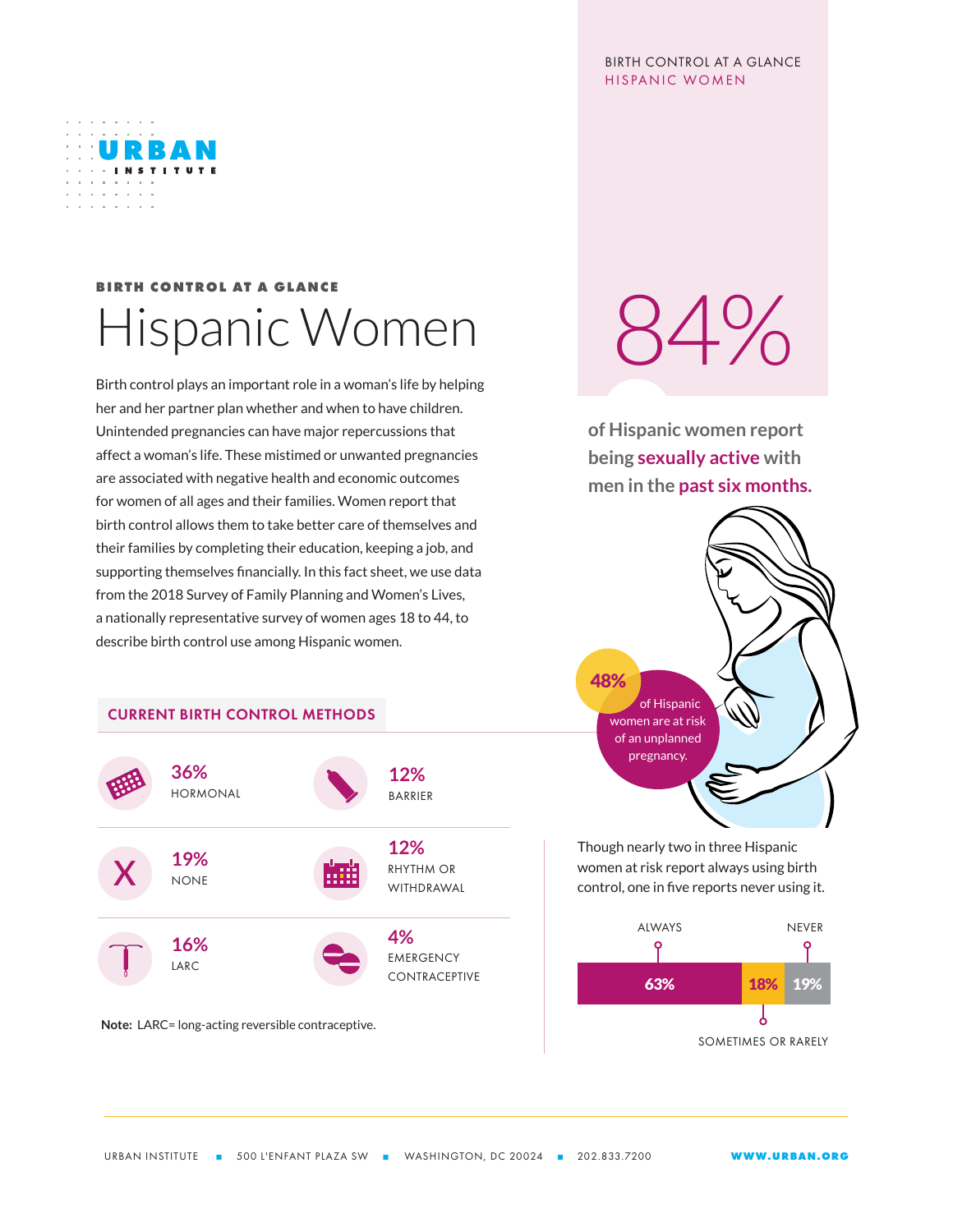BIRTH CONTROL AT A GLANCE

# Hispanic Women

Birth control plays an important role in a woman's life by helping her and her partner plan whether and when to have children. Unintended pregnancies can have major repercussions that affect a woman's life. These mistimed or unwanted pregnancies are associated with negative health and economic outcomes for women of all ages and their families. Women report that birth control allows them to take better care of themselves and their families by completing their education, keeping a job, and supporting themselves financially. In this fact sheet, we use data from the 2018 Survey of Family Planning and Women's Lives, a nationally representative survey of women ages 18 to 44, to describe birth control use among Hispanic women.

**84%** of Hispanic women report being **sexually active** with men in the **past six months.**

**48%** of Hispanic women are at risk of an unplanned pregnancy.

## CURRENT BIRTH CONTROL METHODS

| Percent | Method | Percent | Method |
|---|---|---|---|
| 36% | HORMONAL | 12% | BARRIER |
| 19% | NONE | 12% | RHYTHM OR WITHDRAWAL |
| 16% | LARC | 4% | EMERGENCY CONTRACEPTIVE |

**Note:** LARC= long-acting reversible contraceptive.

Though nearly two in three Hispanic women at risk report always using birth control, one in five reports never using it.

| ALWAYS | SOMETIMES OR RARELY | NEVER |
|---|---|---|
| 63% | 18% | 19% |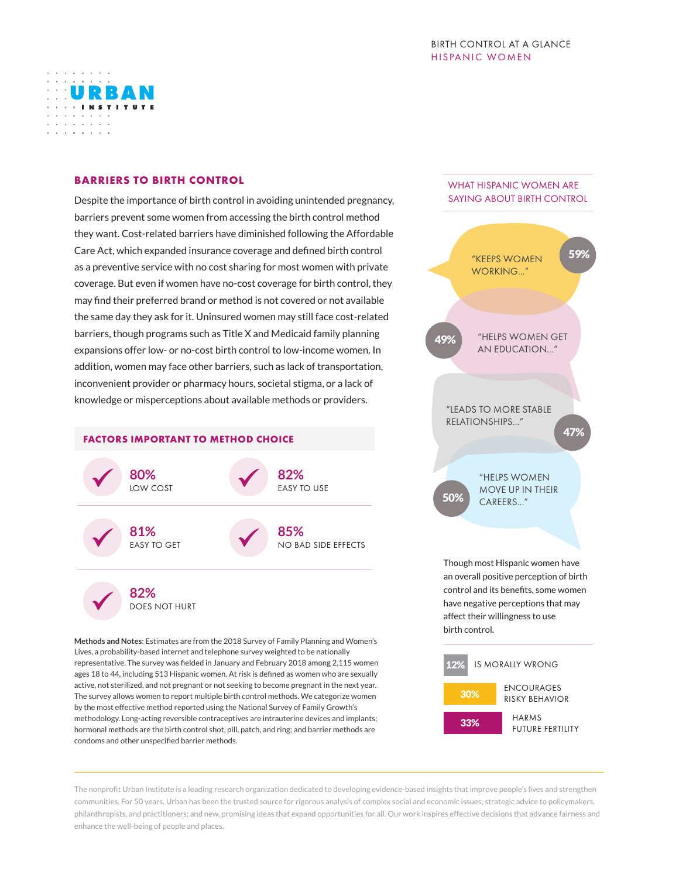## BARRIERS TO BIRTH CONTROL

Despite the importance of birth control in avoiding unintended pregnancy, barriers prevent some women from accessing the birth control method they want. Cost-related barriers have diminished following the Affordable Care Act, which expanded insurance coverage and defined birth control as a preventive service with no cost sharing for most women with private coverage. But even if women have no-cost coverage for birth control, they may find their preferred brand or method is not covered or not available the same day they ask for it. Uninsured women may still face cost-related barriers, though programs such as Title X and Medicaid family planning expansions offer low- or no-cost birth control to low-income women. In addition, women may face other barriers, such as lack of transportation, inconvenient provider or pharmacy hours, societal stigma, or a lack of knowledge or misperceptions about available methods or providers.

### FACTORS IMPORTANT TO METHOD CHOICE

80%
LOW COST

82%
EASY TO USE

81%
EASY TO GET

85%
NO BAD SIDE EFFECTS

82%
DOES NOT HURT

**Methods and Notes**: Estimates are from the 2018 Survey of Family Planning and Women's Lives, a probability-based internet and telephone survey weighted to be nationally representative. The survey was fielded in January and February 2018 among 2,115 women ages 18 to 44, including 513 Hispanic women. At risk is defined as women who are sexually active, not sterilized, and not pregnant or not seeking to become pregnant in the next year. The survey allows women to report multiple birth control methods. We categorize women by the most effective method reported using the National Survey of Family Growth's methodology. Long-acting reversible contraceptives are intrauterine devices and implants; hormonal methods are the birth control shot, pill, patch, and ring; and barrier methods are condoms and other unspecified barrier methods.

### WHAT HISPANIC WOMEN ARE SAYING ABOUT BIRTH CONTROL

"KEEPS WOMEN WORKING..."
59%

"HELPS WOMEN GET AN EDUCATION..."
49%

"LEADS TO MORE STABLE RELATIONSHIPS..."
47%

"HELPS WOMEN MOVE UP IN THEIR CAREERS..."
50%

Though most Hispanic women have an overall positive perception of birth control and its benefits, some women have negative perceptions that may affect their willingness to use birth control.

12%
IS MORALLY WRONG

30%
ENCOURAGES RISKY BEHAVIOR

33%
HARMS FUTURE FERTILITY

The nonprofit Urban Institute is a leading research organization dedicated to developing evidence-based insights that improve people's lives and strengthen communities. For 50 years, Urban has been the trusted source for rigorous analysis of complex social and economic issues; strategic advice to policymakers, philanthropists, and practitioners; and new, promising ideas that expand opportunities for all. Our work inspires effective decisions that advance fairness and enhance the well-being of people and places.